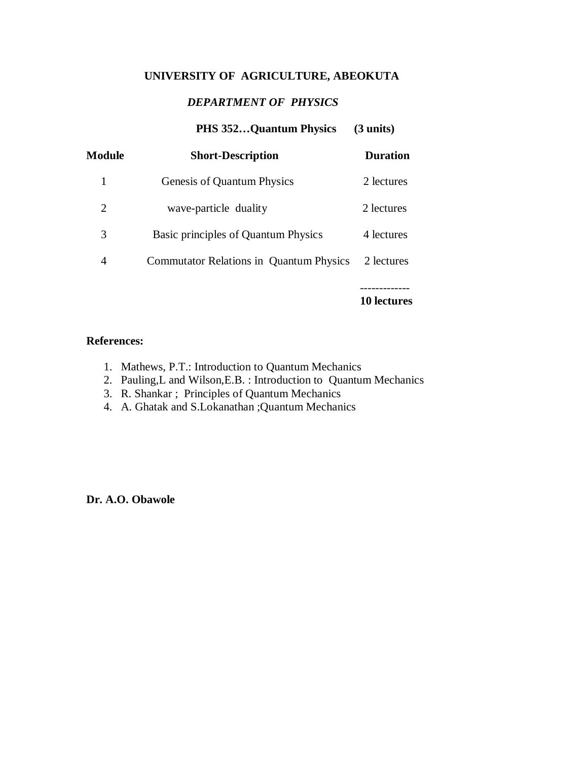**UNIVERSITY OF AGRICULTURE, ABEOKUTA**

***DEPARTMENT OF PHYSICS***

**PHS 352…Quantum Physics (3 units)**

| **Module** | **Short-Description** | **Duration** |
|---|---|---|
| 1 | Genesis of Quantum Physics | 2 lectures |
| 2 | wave-particle duality | 2 lectures |
| 3 | Basic principles of Quantum Physics | 4 lectures |
| 4 | Commutator Relations in Quantum Physics | 2 lectures |
| | | ------------- |
| | | **10 lectures** |

**References:**

1. Mathews, P.T.: Introduction to Quantum Mechanics
2. Pauling,L and Wilson,E.B. : Introduction to Quantum Mechanics
3. R. Shankar ; Principles of Quantum Mechanics
4. A. Ghatak and S.Lokanathan ;Quantum Mechanics

**Dr. A.O. Obawole**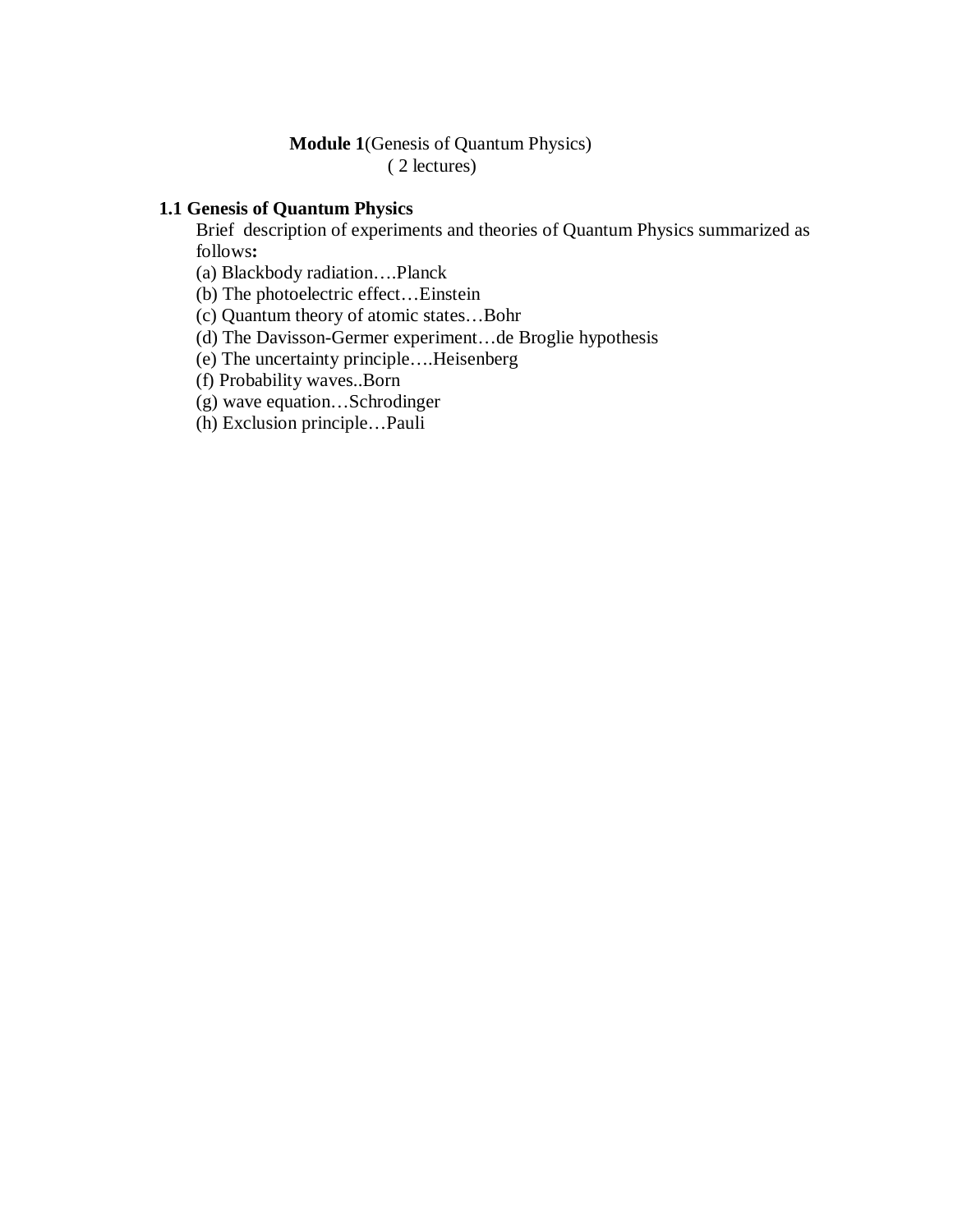**Module 1**(Genesis of Quantum Physics)
( 2 lectures)

**1.1 Genesis of Quantum Physics**

Brief description of experiments and theories of Quantum Physics summarized as follows**:**

(a) Blackbody radiation….Planck
(b) The photoelectric effect…Einstein
(c) Quantum theory of atomic states…Bohr
(d) The Davisson-Germer experiment…de Broglie hypothesis
(e) The uncertainty principle….Heisenberg
(f) Probability waves..Born
(g) wave equation…Schrodinger
(h) Exclusion principle…Pauli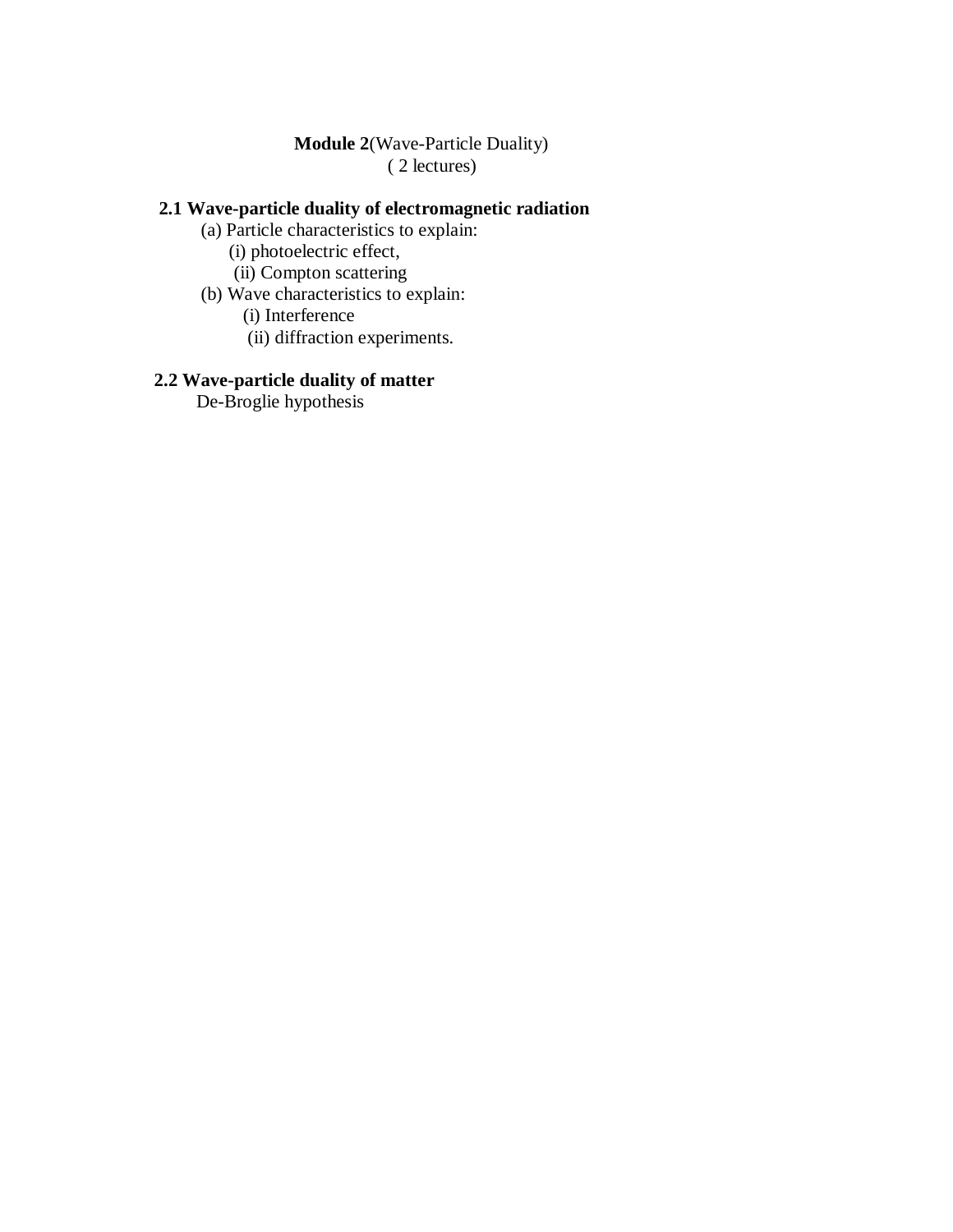**Module 2**(Wave-Particle Duality)
( 2 lectures)

**2.1 Wave-particle duality of electromagnetic radiation**

(a) Particle characteristics to explain:
- (i) photoelectric effect,
- (ii) Compton scattering

(b) Wave characteristics to explain:
- (i) Interference
- (ii) diffraction experiments.

**2.2 Wave-particle duality of matter**

De-Broglie hypothesis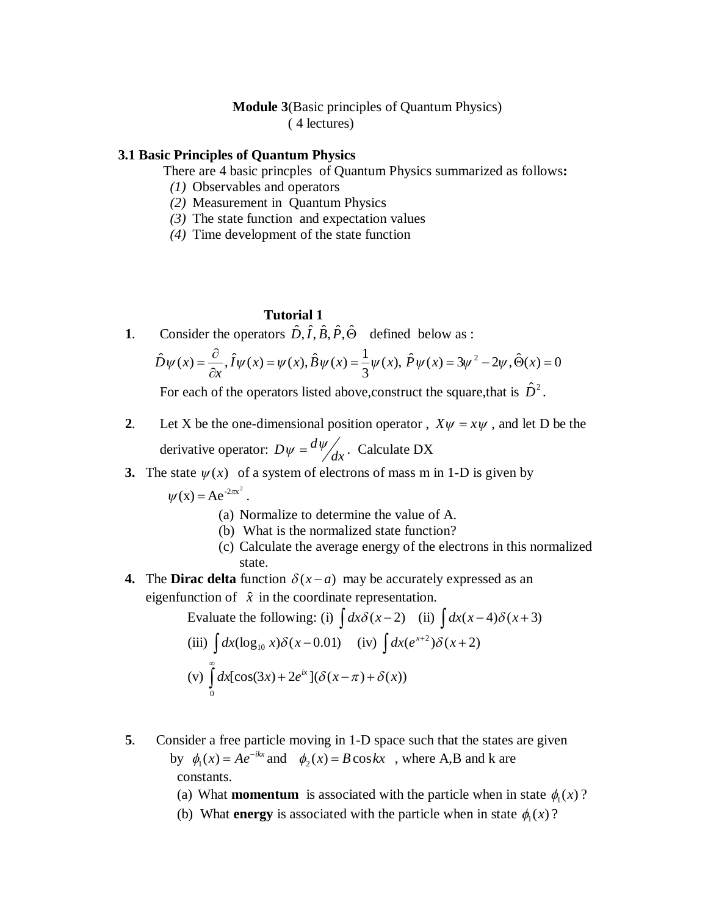**Module 3**(Basic principles of Quantum Physics)
( 4 lectures)

### 3.1 Basic Principles of Quantum Physics

There are 4 basic princples of Quantum Physics summarized as follows**:**

*(1)* Observables and operators
*(2)* Measurement in Quantum Physics
*(3)* The state function and expectation values
*(4)* Time development of the state function

## Tutorial 1

**1**. Consider the operators $\hat{D}, \hat{I}, \hat{B}, \hat{P}, \hat{\Theta}$ defined below as :

$$\hat{D}\psi(x) = \frac{\partial}{\partial x}, \hat{I}\psi(x) = \psi(x), \hat{B}\psi(x) = \frac{1}{3}\psi(x), \hat{P}\psi(x) = 3\psi^2 - 2\psi, \hat{\Theta}(x) = 0$$

For each of the operators listed above,construct the square,that is $\hat{D}^2$.

**2**. Let X be the one-dimensional position operator , $X\psi = x\psi$ , and let D be the derivative operator: $D\psi = {d\psi}/{dx}$. Calculate DX

**3.** The state $\psi(x)$ of a system of electrons of mass m in 1-D is given by $\psi(\text{x}) = \text{A}\text{e}^{-2\pi\text{x}^2}$ .

(a) Normalize to determine the value of A.
(b) What is the normalized state function?
(c) Calculate the average energy of the electrons in this normalized state.

**4.** The **Dirac delta** function $\delta(x-a)$ may be accurately expressed as an eigenfunction of $\hat{x}$ in the coordinate representation.

Evaluate the following: (i) $\int dx\delta(x-2)$ (ii) $\int dx(x-4)\delta(x+3)$

(iii) $\int dx(\log_{10} x)\delta(x-0.01)$ (iv) $\int dx(e^{x+2})\delta(x+2)$

(v) $\int_0^\infty dx[\cos(3x) + 2e^{ix}](\delta(x-\pi) + \delta(x))$

**5**. Consider a free particle moving in 1-D space such that the states are given by $\phi_1(x) = Ae^{-ikx}$ and $\phi_2(x) = B\cos kx$ , where A,B and k are constants.

(a) What **momentum** is associated with the particle when in state $\phi_1(x)$?
(b) What **energy** is associated with the particle when in state $\phi_1(x)$?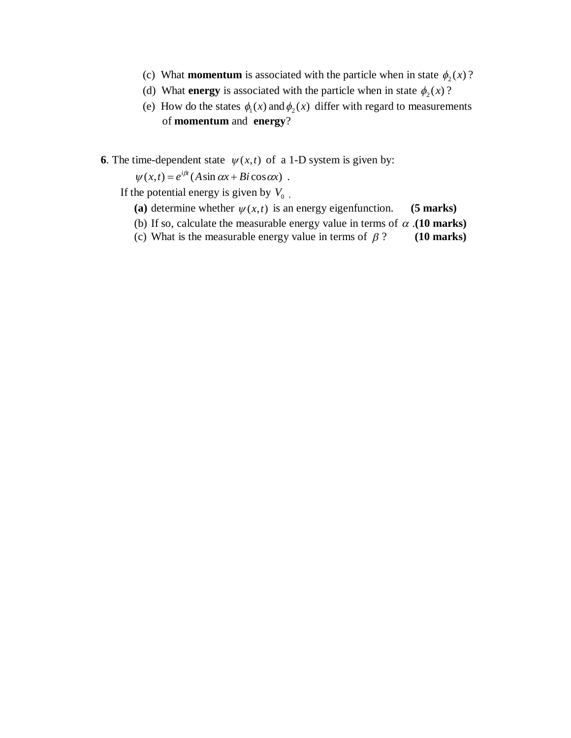(c) What **momentum** is associated with the particle when in state $\phi_2(x)$?

(d) What **energy** is associated with the particle when in state $\phi_2(x)$?

(e) How do the states $\phi_1(x)$ and $\phi_2(x)$ differ with regard to measurements of **momentum** and **energy**?

**6**. The time-dependent state $\psi(x,t)$ of a 1-D system is given by:

$$\psi(x,t) = e^{i\beta t}(A\sin\alpha x + Bi\cos\alpha x) \ .$$

If the potential energy is given by $V_0$ ,

**(a)** determine whether $\psi(x,t)$ is an energy eigenfunction. **(5 marks)**

(b) If so, calculate the measurable energy value in terms of $\alpha$ .**(10 marks)**

(c) What is the measurable energy value in terms of $\beta$ ? **(10 marks)**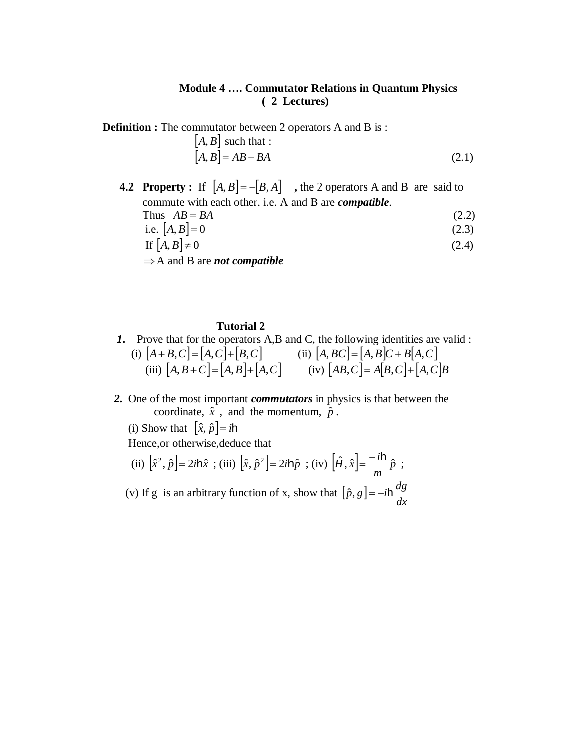**Module 4 …. Commutator Relations in Quantum Physics**
**( 2 Lectures)**

**Definition :** The commutator between 2 operators A and B is :

$[A,B]$ such that :

$$[A,B] = AB - BA \tag{2.1}$$

**4.2 Property :** If $[A,B] = -[B,A]$ **,** the 2 operators A and B are said to commute with each other. i.e. A and B are ***compatible***.

Thus $AB = BA$ (2.2)

i.e. $[A,B] = 0$ (2.3)

If $[A,B] \neq 0$ (2.4)

$\Rightarrow$ A and B are ***not compatible***

**Tutorial 2**

***1.*** Prove that for the operators A,B and C, the following identities are valid :

(i) $[A+B,C] = [A,C]+[B,C]$ (ii) $[A,BC] = [A,B]C + B[A,C]$

(iii) $[A,B+C] = [A,B]+[A,C]$ (iv) $[AB,C] = A[B,C]+[A,C]B$

***2.*** One of the most important ***commutators*** in physics is that between the coordinate, $\hat{x}$ , and the momentum, $\hat{p}$ .

(i) Show that $[\hat{x},\hat{p}] = i\hbar$

Hence,or otherwise,deduce that

(ii) $[\hat{x}^2,\hat{p}] = 2i\hbar\hat{x}$ ; (iii) $[\hat{x},\hat{p}^2] = 2i\hbar\hat{p}$ ; (iv) $[\hat{H},\hat{x}] = \frac{-i\hbar}{m}\hat{p}$ ;

(v) If g is an arbitrary function of x, show that $[\hat{p},g] = -i\hbar\frac{dg}{dx}$